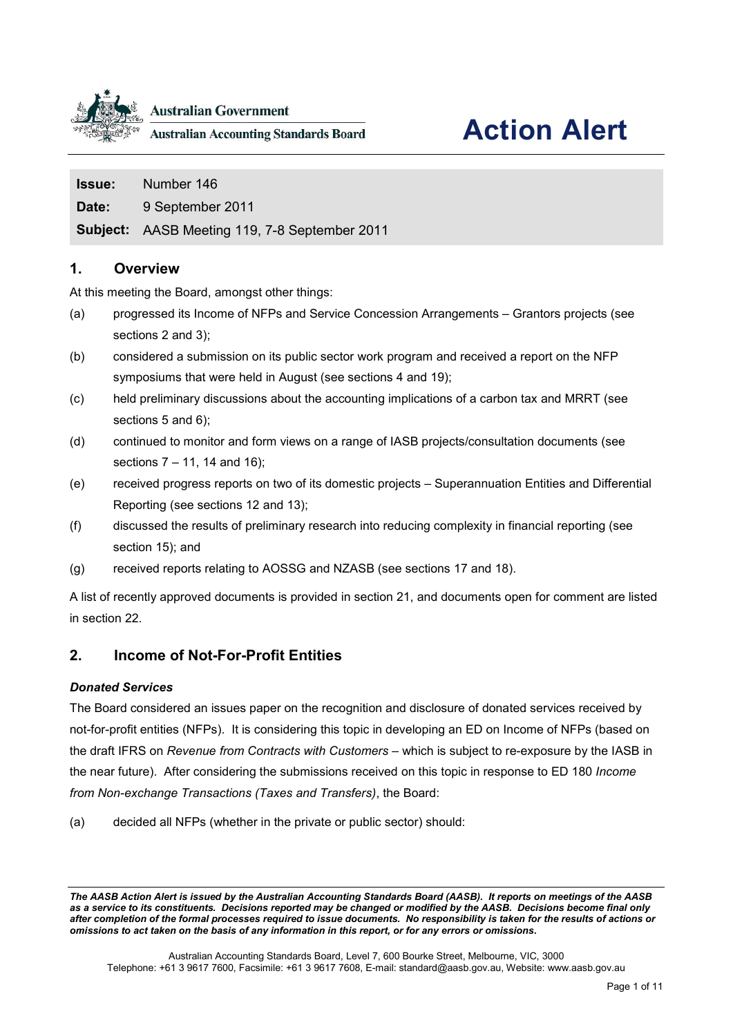Australian Government
Australian Accounting Standards Board

# Action Alert

| | |
|---|---|
| **Issue:** | Number 146 |
| **Date:** | 9 September 2011 |
| **Subject:** | AASB Meeting 119, 7-8 September 2011 |

## 1. Overview

At this meeting the Board, amongst other things:

(a) progressed its Income of NFPs and Service Concession Arrangements – Grantors projects (see sections 2 and 3);

(b) considered a submission on its public sector work program and received a report on the NFP symposiums that were held in August (see sections 4 and 19);

(c) held preliminary discussions about the accounting implications of a carbon tax and MRRT (see sections 5 and 6);

(d) continued to monitor and form views on a range of IASB projects/consultation documents (see sections 7 – 11, 14 and 16);

(e) received progress reports on two of its domestic projects – Superannuation Entities and Differential Reporting (see sections 12 and 13);

(f) discussed the results of preliminary research into reducing complexity in financial reporting (see section 15); and

(g) received reports relating to AOSSG and NZASB (see sections 17 and 18).

A list of recently approved documents is provided in section 21, and documents open for comment are listed in section 22.

## 2. Income of Not-For-Profit Entities

### *Donated Services*

The Board considered an issues paper on the recognition and disclosure of donated services received by not-for-profit entities (NFPs). It is considering this topic in developing an ED on Income of NFPs (based on the draft IFRS on *Revenue from Contracts with Customers* – which is subject to re-exposure by the IASB in the near future). After considering the submissions received on this topic in response to ED 180 *Income from Non-exchange Transactions (Taxes and Transfers)*, the Board:

(a) decided all NFPs (whether in the private or public sector) should:

***The AASB Action Alert is issued by the Australian Accounting Standards Board (AASB). It reports on meetings of the AASB as a service to its constituents. Decisions reported may be changed or modified by the AASB. Decisions become final only after completion of the formal processes required to issue documents. No responsibility is taken for the results of actions or omissions to act taken on the basis of any information in this report, or for any errors or omissions.***

Australian Accounting Standards Board, Level 7, 600 Bourke Street, Melbourne, VIC, 3000
Telephone: +61 3 9617 7600, Facsimile: +61 3 9617 7608, E-mail: standard@aasb.gov.au, Website: www.aasb.gov.au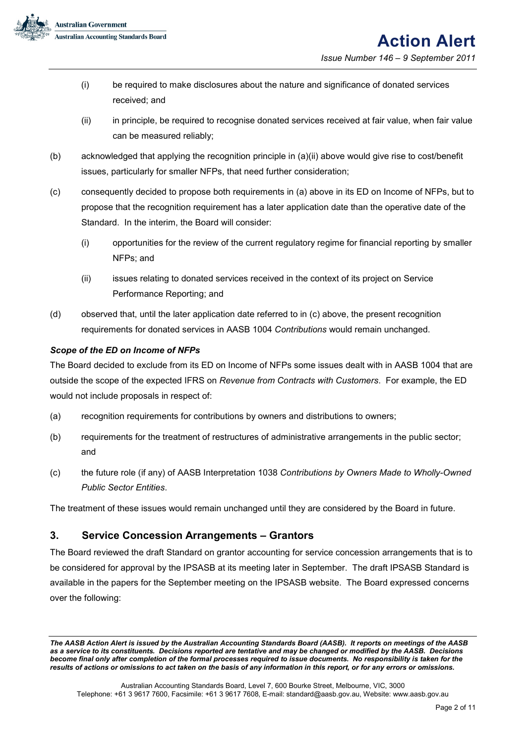(i) be required to make disclosures about the nature and significance of donated services received; and

(ii) in principle, be required to recognise donated services received at fair value, when fair value can be measured reliably;

(b) acknowledged that applying the recognition principle in (a)(ii) above would give rise to cost/benefit issues, particularly for smaller NFPs, that need further consideration;

(c) consequently decided to propose both requirements in (a) above in its ED on Income of NFPs, but to propose that the recognition requirement has a later application date than the operative date of the Standard. In the interim, the Board will consider:

(i) opportunities for the review of the current regulatory regime for financial reporting by smaller NFPs; and

(ii) issues relating to donated services received in the context of its project on Service Performance Reporting; and

(d) observed that, until the later application date referred to in (c) above, the present recognition requirements for donated services in AASB 1004 *Contributions* would remain unchanged.

***Scope of the ED on Income of NFPs***

The Board decided to exclude from its ED on Income of NFPs some issues dealt with in AASB 1004 that are outside the scope of the expected IFRS on *Revenue from Contracts with Customers*. For example, the ED would not include proposals in respect of:

(a) recognition requirements for contributions by owners and distributions to owners;

(b) requirements for the treatment of restructures of administrative arrangements in the public sector; and

(c) the future role (if any) of AASB Interpretation 1038 *Contributions by Owners Made to Wholly-Owned Public Sector Entities*.

The treatment of these issues would remain unchanged until they are considered by the Board in future.

## 3. Service Concession Arrangements – Grantors

The Board reviewed the draft Standard on grantor accounting for service concession arrangements that is to be considered for approval by the IPSASB at its meeting later in September. The draft IPSASB Standard is available in the papers for the September meeting on the IPSASB website. The Board expressed concerns over the following: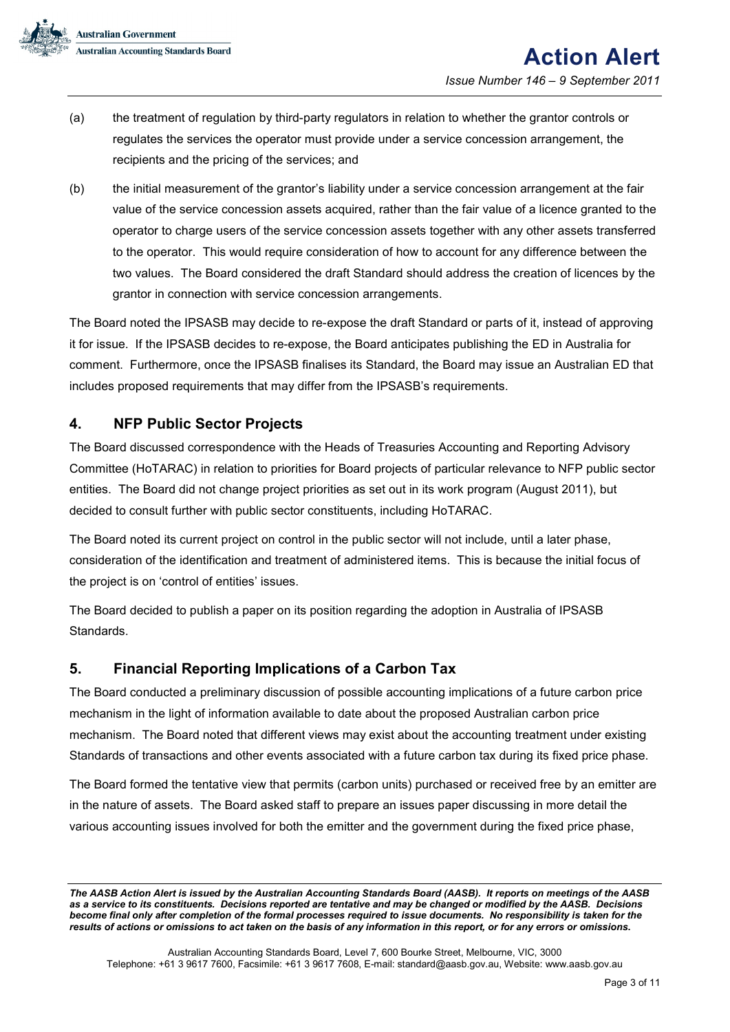(a) the treatment of regulation by third-party regulators in relation to whether the grantor controls or regulates the services the operator must provide under a service concession arrangement, the recipients and the pricing of the services; and

(b) the initial measurement of the grantor's liability under a service concession arrangement at the fair value of the service concession assets acquired, rather than the fair value of a licence granted to the operator to charge users of the service concession assets together with any other assets transferred to the operator. This would require consideration of how to account for any difference between the two values. The Board considered the draft Standard should address the creation of licences by the grantor in connection with service concession arrangements.

The Board noted the IPSASB may decide to re-expose the draft Standard or parts of it, instead of approving it for issue. If the IPSASB decides to re-expose, the Board anticipates publishing the ED in Australia for comment. Furthermore, once the IPSASB finalises its Standard, the Board may issue an Australian ED that includes proposed requirements that may differ from the IPSASB's requirements.

## 4. NFP Public Sector Projects

The Board discussed correspondence with the Heads of Treasuries Accounting and Reporting Advisory Committee (HoTARAC) in relation to priorities for Board projects of particular relevance to NFP public sector entities. The Board did not change project priorities as set out in its work program (August 2011), but decided to consult further with public sector constituents, including HoTARAC.

The Board noted its current project on control in the public sector will not include, until a later phase, consideration of the identification and treatment of administered items. This is because the initial focus of the project is on 'control of entities' issues.

The Board decided to publish a paper on its position regarding the adoption in Australia of IPSASB Standards.

## 5. Financial Reporting Implications of a Carbon Tax

The Board conducted a preliminary discussion of possible accounting implications of a future carbon price mechanism in the light of information available to date about the proposed Australian carbon price mechanism. The Board noted that different views may exist about the accounting treatment under existing Standards of transactions and other events associated with a future carbon tax during its fixed price phase.

The Board formed the tentative view that permits (carbon units) purchased or received free by an emitter are in the nature of assets. The Board asked staff to prepare an issues paper discussing in more detail the various accounting issues involved for both the emitter and the government during the fixed price phase,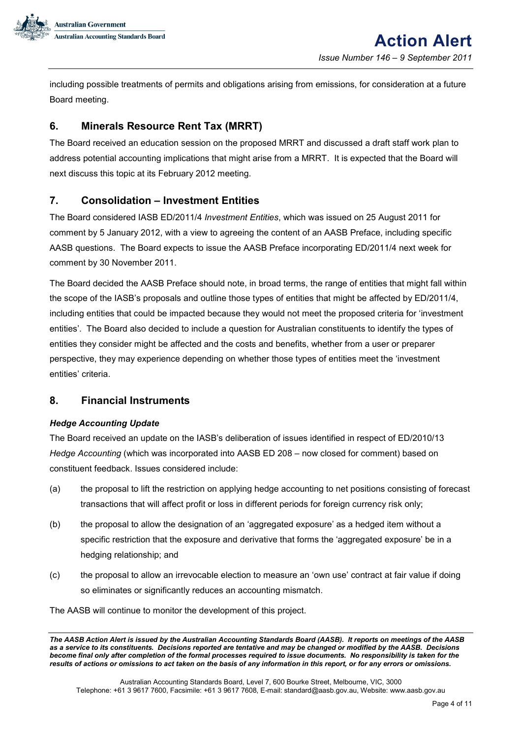including possible treatments of permits and obligations arising from emissions, for consideration at a future Board meeting.

## 6. Minerals Resource Rent Tax (MRRT)

The Board received an education session on the proposed MRRT and discussed a draft staff work plan to address potential accounting implications that might arise from a MRRT. It is expected that the Board will next discuss this topic at its February 2012 meeting.

## 7. Consolidation – Investment Entities

The Board considered IASB ED/2011/4 *Investment Entities*, which was issued on 25 August 2011 for comment by 5 January 2012, with a view to agreeing the content of an AASB Preface, including specific AASB questions. The Board expects to issue the AASB Preface incorporating ED/2011/4 next week for comment by 30 November 2011.

The Board decided the AASB Preface should note, in broad terms, the range of entities that might fall within the scope of the IASB's proposals and outline those types of entities that might be affected by ED/2011/4, including entities that could be impacted because they would not meet the proposed criteria for 'investment entities'. The Board also decided to include a question for Australian constituents to identify the types of entities they consider might be affected and the costs and benefits, whether from a user or preparer perspective, they may experience depending on whether those types of entities meet the 'investment entities' criteria.

## 8. Financial Instruments

### *Hedge Accounting Update*

The Board received an update on the IASB's deliberation of issues identified in respect of ED/2010/13 *Hedge Accounting* (which was incorporated into AASB ED 208 – now closed for comment) based on constituent feedback. Issues considered include:

(a) the proposal to lift the restriction on applying hedge accounting to net positions consisting of forecast transactions that will affect profit or loss in different periods for foreign currency risk only;

(b) the proposal to allow the designation of an 'aggregated exposure' as a hedged item without a specific restriction that the exposure and derivative that forms the 'aggregated exposure' be in a hedging relationship; and

(c) the proposal to allow an irrevocable election to measure an 'own use' contract at fair value if doing so eliminates or significantly reduces an accounting mismatch.

The AASB will continue to monitor the development of this project.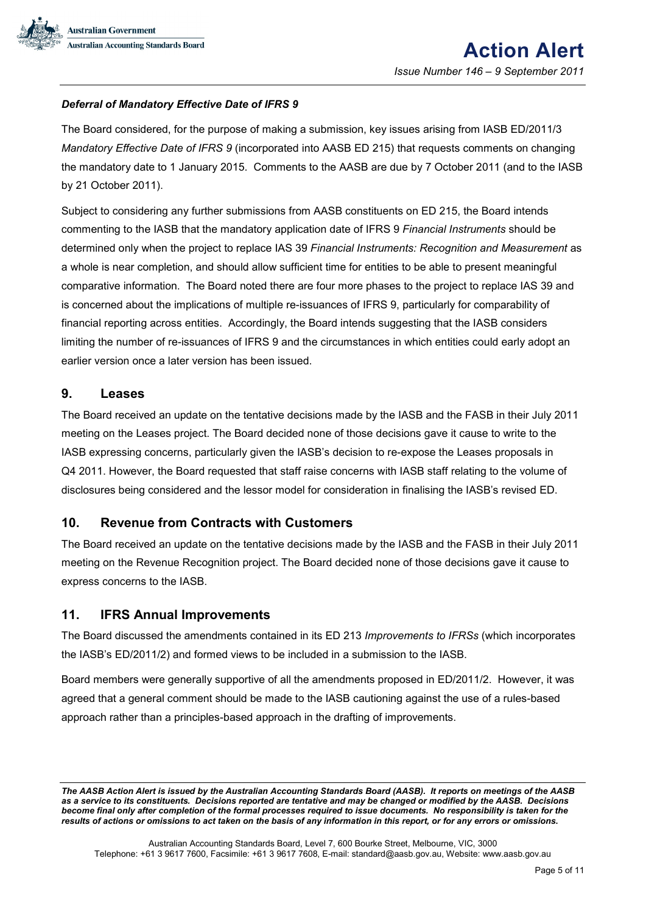### *Deferral of Mandatory Effective Date of IFRS 9*

The Board considered, for the purpose of making a submission, key issues arising from IASB ED/2011/3 *Mandatory Effective Date of IFRS 9* (incorporated into AASB ED 215) that requests comments on changing the mandatory date to 1 January 2015. Comments to the AASB are due by 7 October 2011 (and to the IASB by 21 October 2011).

Subject to considering any further submissions from AASB constituents on ED 215, the Board intends commenting to the IASB that the mandatory application date of IFRS 9 *Financial Instruments* should be determined only when the project to replace IAS 39 *Financial Instruments: Recognition and Measurement* as a whole is near completion, and should allow sufficient time for entities to be able to present meaningful comparative information. The Board noted there are four more phases to the project to replace IAS 39 and is concerned about the implications of multiple re-issuances of IFRS 9, particularly for comparability of financial reporting across entities. Accordingly, the Board intends suggesting that the IASB considers limiting the number of re-issuances of IFRS 9 and the circumstances in which entities could early adopt an earlier version once a later version has been issued.

## 9. Leases

The Board received an update on the tentative decisions made by the IASB and the FASB in their July 2011 meeting on the Leases project. The Board decided none of those decisions gave it cause to write to the IASB expressing concerns, particularly given the IASB's decision to re-expose the Leases proposals in Q4 2011. However, the Board requested that staff raise concerns with IASB staff relating to the volume of disclosures being considered and the lessor model for consideration in finalising the IASB's revised ED.

## 10. Revenue from Contracts with Customers

The Board received an update on the tentative decisions made by the IASB and the FASB in their July 2011 meeting on the Revenue Recognition project. The Board decided none of those decisions gave it cause to express concerns to the IASB.

## 11. IFRS Annual Improvements

The Board discussed the amendments contained in its ED 213 *Improvements to IFRSs* (which incorporates the IASB's ED/2011/2) and formed views to be included in a submission to the IASB.

Board members were generally supportive of all the amendments proposed in ED/2011/2. However, it was agreed that a general comment should be made to the IASB cautioning against the use of a rules-based approach rather than a principles-based approach in the drafting of improvements.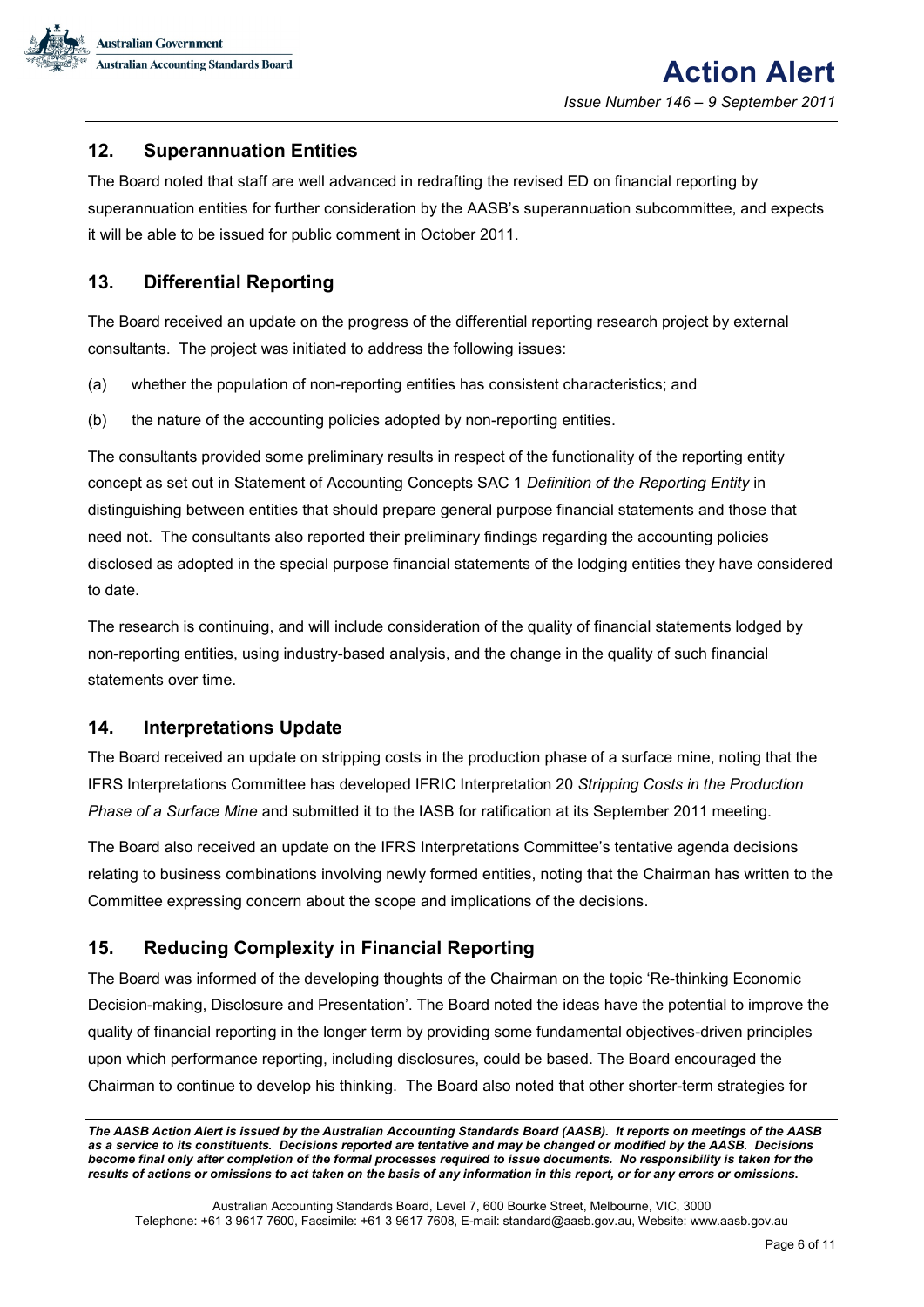## 12. Superannuation Entities

The Board noted that staff are well advanced in redrafting the revised ED on financial reporting by superannuation entities for further consideration by the AASB's superannuation subcommittee, and expects it will be able to be issued for public comment in October 2011.

## 13. Differential Reporting

The Board received an update on the progress of the differential reporting research project by external consultants. The project was initiated to address the following issues:

(a) whether the population of non-reporting entities has consistent characteristics; and

(b) the nature of the accounting policies adopted by non-reporting entities.

The consultants provided some preliminary results in respect of the functionality of the reporting entity concept as set out in Statement of Accounting Concepts SAC 1 *Definition of the Reporting Entity* in distinguishing between entities that should prepare general purpose financial statements and those that need not. The consultants also reported their preliminary findings regarding the accounting policies disclosed as adopted in the special purpose financial statements of the lodging entities they have considered to date.

The research is continuing, and will include consideration of the quality of financial statements lodged by non-reporting entities, using industry-based analysis, and the change in the quality of such financial statements over time.

## 14. Interpretations Update

The Board received an update on stripping costs in the production phase of a surface mine, noting that the IFRS Interpretations Committee has developed IFRIC Interpretation 20 *Stripping Costs in the Production Phase of a Surface Mine* and submitted it to the IASB for ratification at its September 2011 meeting.

The Board also received an update on the IFRS Interpretations Committee's tentative agenda decisions relating to business combinations involving newly formed entities, noting that the Chairman has written to the Committee expressing concern about the scope and implications of the decisions.

## 15. Reducing Complexity in Financial Reporting

The Board was informed of the developing thoughts of the Chairman on the topic 'Re-thinking Economic Decision-making, Disclosure and Presentation'. The Board noted the ideas have the potential to improve the quality of financial reporting in the longer term by providing some fundamental objectives-driven principles upon which performance reporting, including disclosures, could be based. The Board encouraged the Chairman to continue to develop his thinking. The Board also noted that other shorter-term strategies for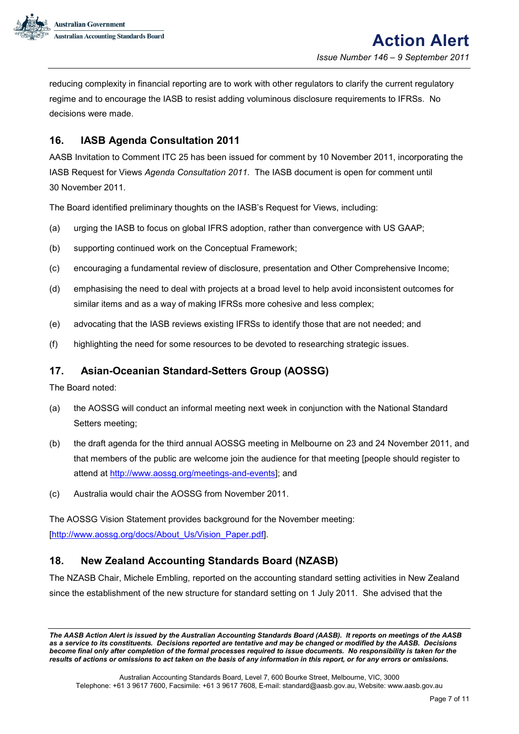reducing complexity in financial reporting are to work with other regulators to clarify the current regulatory regime and to encourage the IASB to resist adding voluminous disclosure requirements to IFRSs. No decisions were made.

## 16. IASB Agenda Consultation 2011

AASB Invitation to Comment ITC 25 has been issued for comment by 10 November 2011, incorporating the IASB Request for Views *Agenda Consultation 2011*. The IASB document is open for comment until 30 November 2011.

The Board identified preliminary thoughts on the IASB's Request for Views, including:

(a) urging the IASB to focus on global IFRS adoption, rather than convergence with US GAAP;

(b) supporting continued work on the Conceptual Framework;

(c) encouraging a fundamental review of disclosure, presentation and Other Comprehensive Income;

(d) emphasising the need to deal with projects at a broad level to help avoid inconsistent outcomes for similar items and as a way of making IFRSs more cohesive and less complex;

(e) advocating that the IASB reviews existing IFRSs to identify those that are not needed; and

(f) highlighting the need for some resources to be devoted to researching strategic issues.

## 17. Asian-Oceanian Standard-Setters Group (AOSSG)

The Board noted:

(a) the AOSSG will conduct an informal meeting next week in conjunction with the National Standard Setters meeting;

(b) the draft agenda for the third annual AOSSG meeting in Melbourne on 23 and 24 November 2011, and that members of the public are welcome join the audience for that meeting [people should register to attend at http://www.aossg.org/meetings-and-events]; and

(c) Australia would chair the AOSSG from November 2011.

The AOSSG Vision Statement provides background for the November meeting: [http://www.aossg.org/docs/About_Us/Vision_Paper.pdf].

## 18. New Zealand Accounting Standards Board (NZASB)

The NZASB Chair, Michele Embling, reported on the accounting standard setting activities in New Zealand since the establishment of the new structure for standard setting on 1 July 2011. She advised that the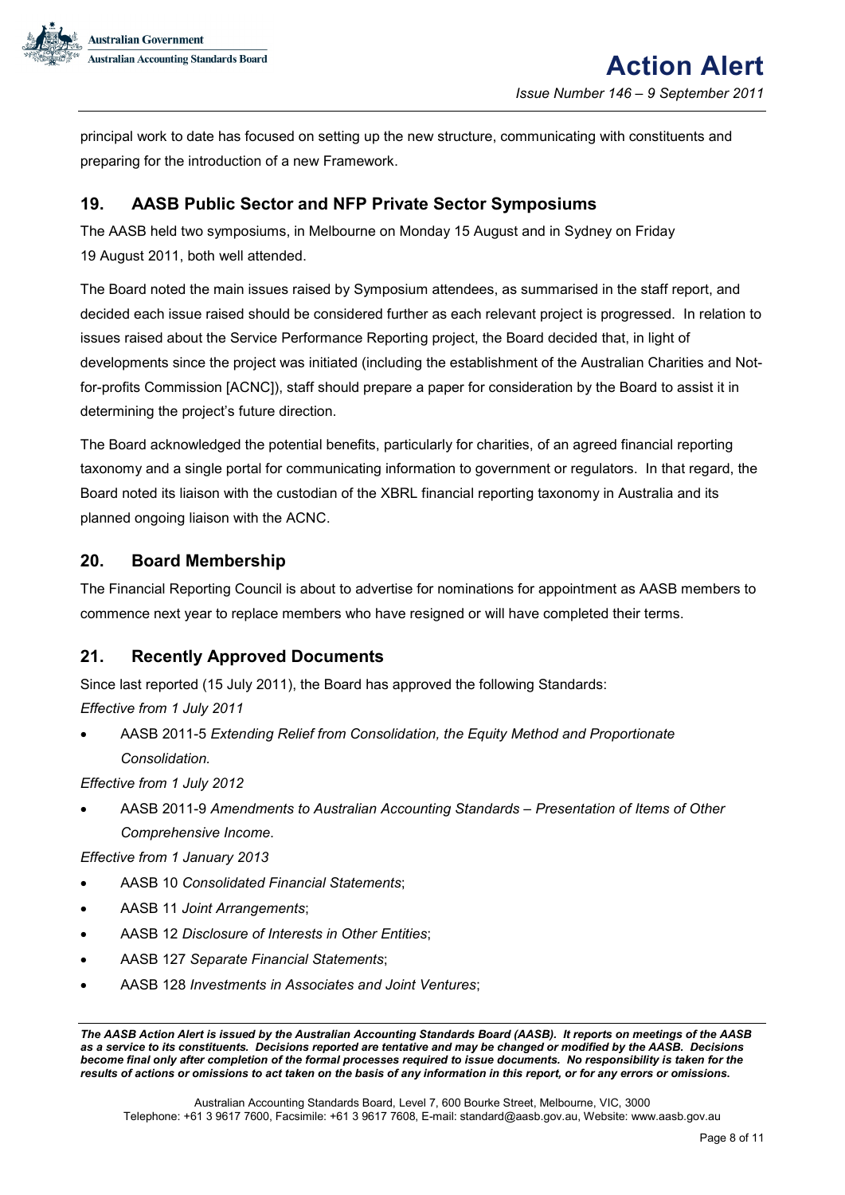principal work to date has focused on setting up the new structure, communicating with constituents and preparing for the introduction of a new Framework.

## 19. AASB Public Sector and NFP Private Sector Symposiums

The AASB held two symposiums, in Melbourne on Monday 15 August and in Sydney on Friday 19 August 2011, both well attended.

The Board noted the main issues raised by Symposium attendees, as summarised in the staff report, and decided each issue raised should be considered further as each relevant project is progressed. In relation to issues raised about the Service Performance Reporting project, the Board decided that, in light of developments since the project was initiated (including the establishment of the Australian Charities and Not-for-profits Commission [ACNC]), staff should prepare a paper for consideration by the Board to assist it in determining the project's future direction.

The Board acknowledged the potential benefits, particularly for charities, of an agreed financial reporting taxonomy and a single portal for communicating information to government or regulators. In that regard, the Board noted its liaison with the custodian of the XBRL financial reporting taxonomy in Australia and its planned ongoing liaison with the ACNC.

## 20. Board Membership

The Financial Reporting Council is about to advertise for nominations for appointment as AASB members to commence next year to replace members who have resigned or will have completed their terms.

## 21. Recently Approved Documents

Since last reported (15 July 2011), the Board has approved the following Standards:

*Effective from 1 July 2011*

- AASB 2011-5 *Extending Relief from Consolidation, the Equity Method and Proportionate Consolidation*.

*Effective from 1 July 2012*

- AASB 2011-9 *Amendments to Australian Accounting Standards – Presentation of Items of Other Comprehensive Income*.

*Effective from 1 January 2013*

- AASB 10 *Consolidated Financial Statements*;
- AASB 11 *Joint Arrangements*;
- AASB 12 *Disclosure of Interests in Other Entities*;
- AASB 127 *Separate Financial Statements*;
- AASB 128 *Investments in Associates and Joint Ventures*;

***The AASB Action Alert is issued by the Australian Accounting Standards Board (AASB). It reports on meetings of the AASB as a service to its constituents. Decisions reported are tentative and may be changed or modified by the AASB. Decisions become final only after completion of the formal processes required to issue documents. No responsibility is taken for the results of actions or omissions to act taken on the basis of any information in this report, or for any errors or omissions.***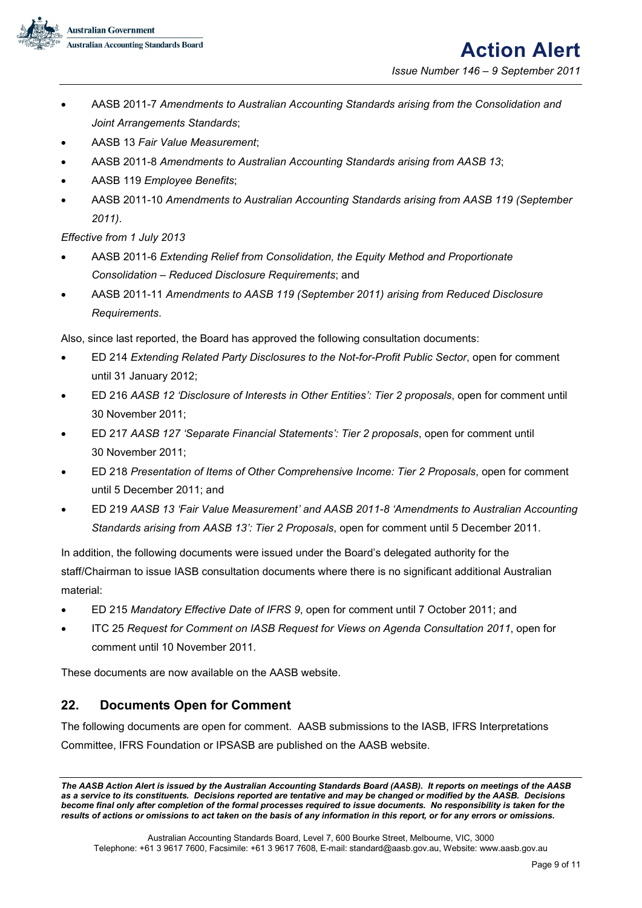- AASB 2011-7 *Amendments to Australian Accounting Standards arising from the Consolidation and Joint Arrangements Standards*;
- AASB 13 *Fair Value Measurement*;
- AASB 2011-8 *Amendments to Australian Accounting Standards arising from AASB 13*;
- AASB 119 *Employee Benefits*;
- AASB 2011-10 *Amendments to Australian Accounting Standards arising from AASB 119 (September 2011)*.

*Effective from 1 July 2013*

- AASB 2011-6 *Extending Relief from Consolidation, the Equity Method and Proportionate Consolidation – Reduced Disclosure Requirements*; and
- AASB 2011-11 *Amendments to AASB 119 (September 2011) arising from Reduced Disclosure Requirements*.

Also, since last reported, the Board has approved the following consultation documents:

- ED 214 *Extending Related Party Disclosures to the Not-for-Profit Public Sector*, open for comment until 31 January 2012;
- ED 216 *AASB 12 'Disclosure of Interests in Other Entities': Tier 2 proposals*, open for comment until 30 November 2011;
- ED 217 *AASB 127 'Separate Financial Statements': Tier 2 proposals*, open for comment until 30 November 2011;
- ED 218 *Presentation of Items of Other Comprehensive Income: Tier 2 Proposals*, open for comment until 5 December 2011; and
- ED 219 *AASB 13 'Fair Value Measurement' and AASB 2011-8 'Amendments to Australian Accounting Standards arising from AASB 13': Tier 2 Proposals*, open for comment until 5 December 2011.

In addition, the following documents were issued under the Board's delegated authority for the staff/Chairman to issue IASB consultation documents where there is no significant additional Australian material:

- ED 215 *Mandatory Effective Date of IFRS 9*, open for comment until 7 October 2011; and
- ITC 25 *Request for Comment on IASB Request for Views on Agenda Consultation 2011*, open for comment until 10 November 2011.

These documents are now available on the AASB website.

## 22. Documents Open for Comment

The following documents are open for comment. AASB submissions to the IASB, IFRS Interpretations Committee, IFRS Foundation or IPSASB are published on the AASB website.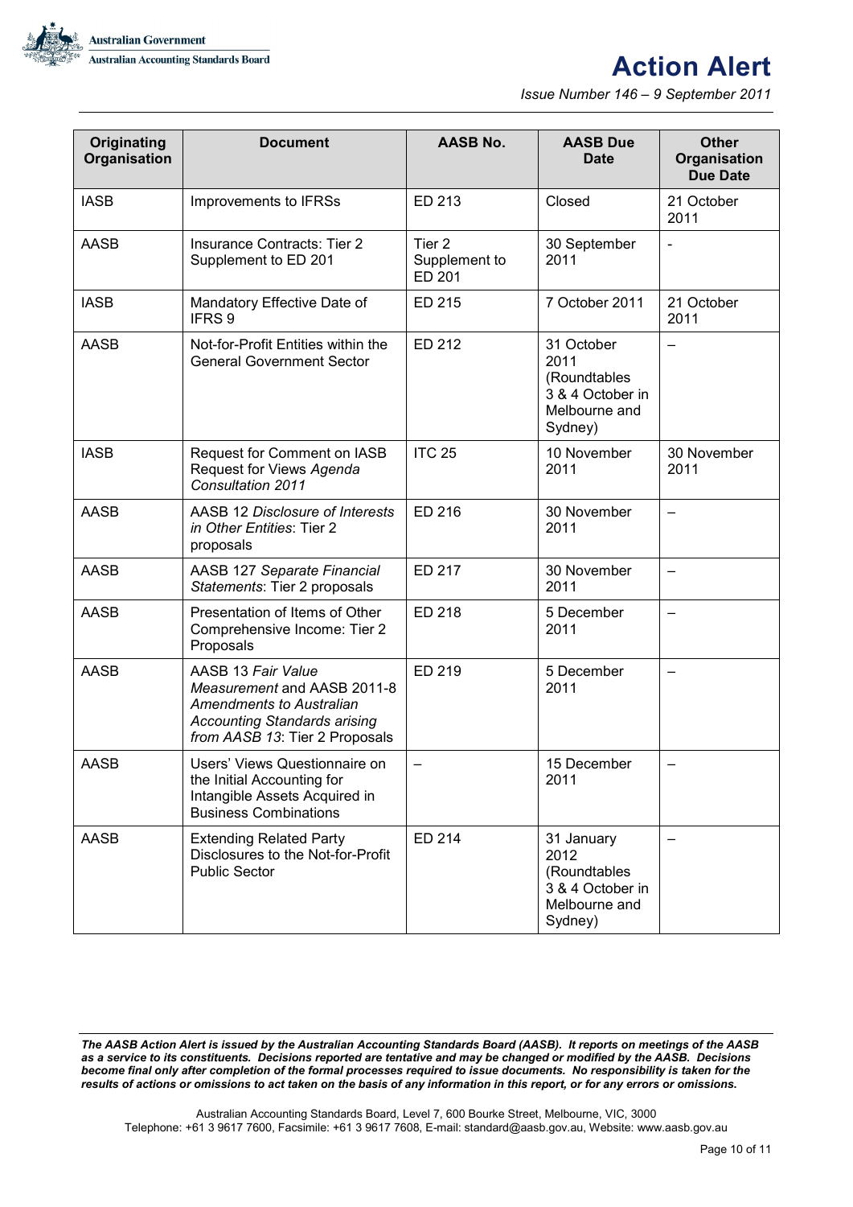| Originating Organisation | Document | AASB No. | AASB Due Date | Other Organisation Due Date |
|---|---|---|---|---|
| IASB | Improvements to IFRSs | ED 213 | Closed | 21 October 2011 |
| AASB | Insurance Contracts: Tier 2 Supplement to ED 201 | Tier 2 Supplement to ED 201 | 30 September 2011 | - |
| IASB | Mandatory Effective Date of IFRS 9 | ED 215 | 7 October 2011 | 21 October 2011 |
| AASB | Not-for-Profit Entities within the General Government Sector | ED 212 | 31 October 2011 (Roundtables 3 & 4 October in Melbourne and Sydney) | – |
| IASB | Request for Comment on IASB Request for Views *Agenda Consultation 2011* | ITC 25 | 10 November 2011 | 30 November 2011 |
| AASB | AASB 12 *Disclosure of Interests in Other Entities*: Tier 2 proposals | ED 216 | 30 November 2011 | – |
| AASB | AASB 127 *Separate Financial Statements*: Tier 2 proposals | ED 217 | 30 November 2011 | – |
| AASB | Presentation of Items of Other Comprehensive Income: Tier 2 Proposals | ED 218 | 5 December 2011 | – |
| AASB | AASB 13 *Fair Value Measurement* and AASB 2011-8 *Amendments to Australian Accounting Standards arising from AASB 13*: Tier 2 Proposals | ED 219 | 5 December 2011 | – |
| AASB | Users' Views Questionnaire on the Initial Accounting for Intangible Assets Acquired in Business Combinations | – | 15 December 2011 | – |
| AASB | Extending Related Party Disclosures to the Not-for-Profit Public Sector | ED 214 | 31 January 2012 (Roundtables 3 & 4 October in Melbourne and Sydney) | – |

***The AASB Action Alert is issued by the Australian Accounting Standards Board (AASB). It reports on meetings of the AASB as a service to its constituents. Decisions reported are tentative and may be changed or modified by the AASB. Decisions become final only after completion of the formal processes required to issue documents. No responsibility is taken for the results of actions or omissions to act taken on the basis of any information in this report, or for any errors or omissions.***

Australian Accounting Standards Board, Level 7, 600 Bourke Street, Melbourne, VIC, 3000
Telephone: +61 3 9617 7600, Facsimile: +61 3 9617 7608, E-mail: standard@aasb.gov.au, Website: www.aasb.gov.au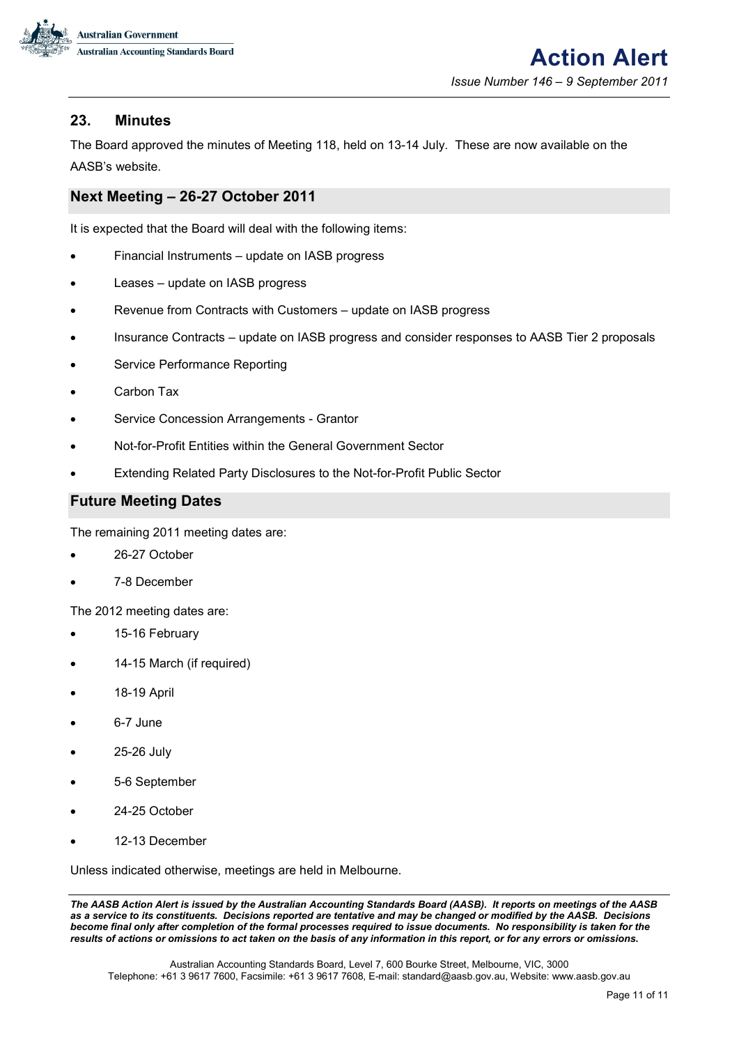## 23. Minutes

The Board approved the minutes of Meeting 118, held on 13-14 July. These are now available on the AASB's website.

## Next Meeting – 26-27 October 2011

It is expected that the Board will deal with the following items:

- Financial Instruments – update on IASB progress
- Leases – update on IASB progress
- Revenue from Contracts with Customers – update on IASB progress
- Insurance Contracts – update on IASB progress and consider responses to AASB Tier 2 proposals
- Service Performance Reporting
- Carbon Tax
- Service Concession Arrangements - Grantor
- Not-for-Profit Entities within the General Government Sector
- Extending Related Party Disclosures to the Not-for-Profit Public Sector

## Future Meeting Dates

The remaining 2011 meeting dates are:

- 26-27 October
- 7-8 December

The 2012 meeting dates are:

- 15-16 February
- 14-15 March (if required)
- 18-19 April
- 6-7 June
- 25-26 July
- 5-6 September
- 24-25 October
- 12-13 December

Unless indicated otherwise, meetings are held in Melbourne.

***The AASB Action Alert is issued by the Australian Accounting Standards Board (AASB). It reports on meetings of the AASB as a service to its constituents. Decisions reported are tentative and may be changed or modified by the AASB. Decisions become final only after completion of the formal processes required to issue documents. No responsibility is taken for the results of actions or omissions to act taken on the basis of any information in this report, or for any errors or omissions.***

Australian Accounting Standards Board, Level 7, 600 Bourke Street, Melbourne, VIC, 3000
Telephone: +61 3 9617 7600, Facsimile: +61 3 9617 7608, E-mail: standard@aasb.gov.au, Website: www.aasb.gov.au